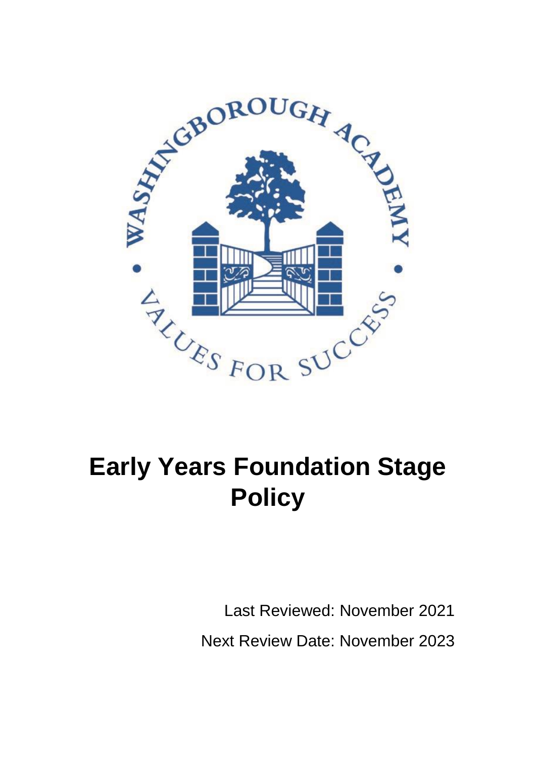# Early Years Foundation Stage Policy

Last Reviewed: November 2021

Next Review Date: November 2023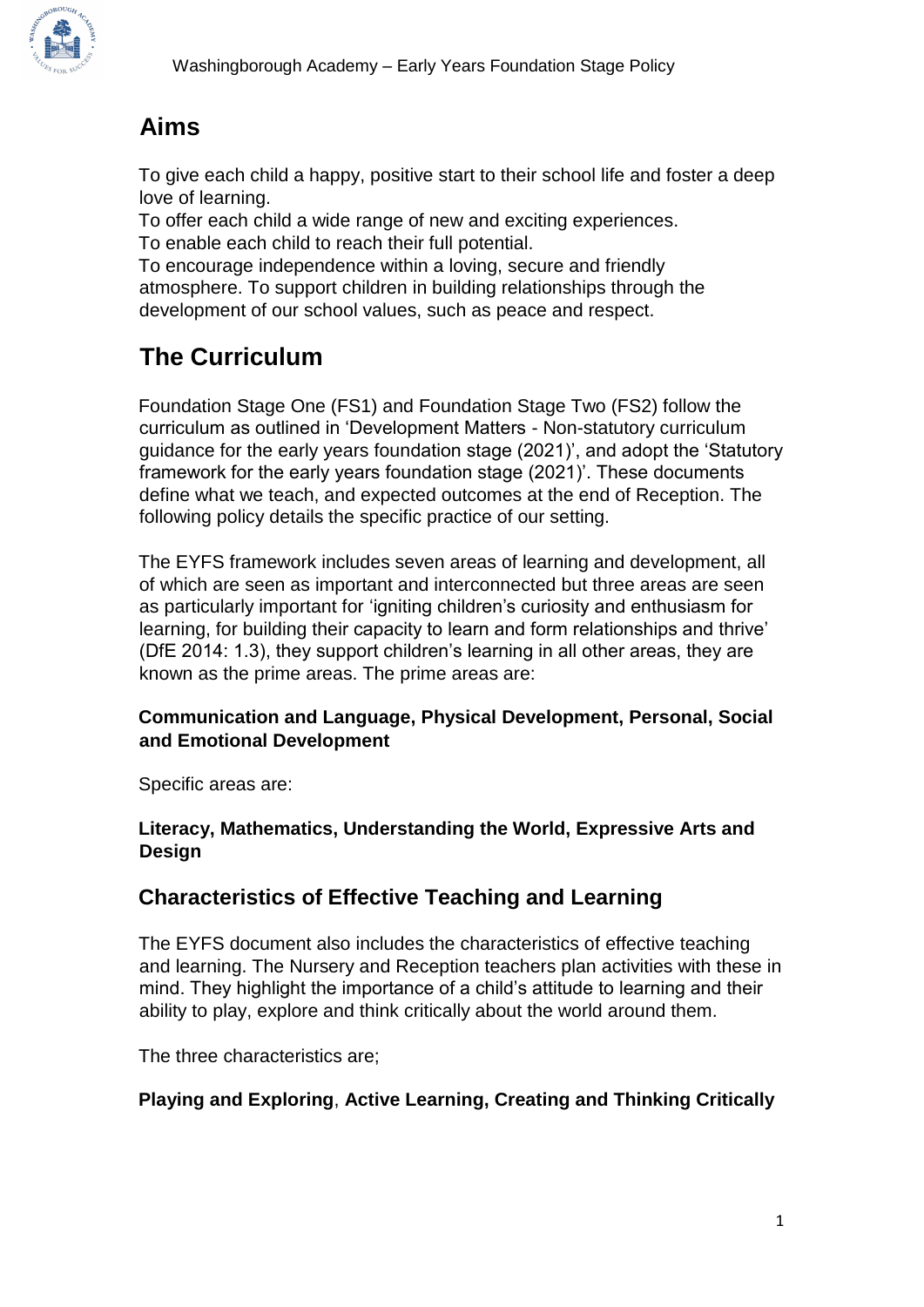## Aims

To give each child a happy, positive start to their school life and foster a deep love of learning.
To offer each child a wide range of new and exciting experiences.
To enable each child to reach their full potential.
To encourage independence within a loving, secure and friendly atmosphere. To support children in building relationships through the development of our school values, such as peace and respect.

## The Curriculum

Foundation Stage One (FS1) and Foundation Stage Two (FS2) follow the curriculum as outlined in 'Development Matters - Non-statutory curriculum guidance for the early years foundation stage (2021)', and adopt the 'Statutory framework for the early years foundation stage (2021)'. These documents define what we teach, and expected outcomes at the end of Reception. The following policy details the specific practice of our setting.

The EYFS framework includes seven areas of learning and development, all of which are seen as important and interconnected but three areas are seen as particularly important for 'igniting children's curiosity and enthusiasm for learning, for building their capacity to learn and form relationships and thrive' (DfE 2014: 1.3), they support children's learning in all other areas, they are known as the prime areas. The prime areas are:

**Communication and Language, Physical Development, Personal, Social and Emotional Development**

Specific areas are:

**Literacy, Mathematics, Understanding the World, Expressive Arts and Design**

### Characteristics of Effective Teaching and Learning

The EYFS document also includes the characteristics of effective teaching and learning. The Nursery and Reception teachers plan activities with these in mind. They highlight the importance of a child's attitude to learning and their ability to play, explore and think critically about the world around them.

The three characteristics are;

**Playing and Exploring**, **Active Learning, Creating and Thinking Critically**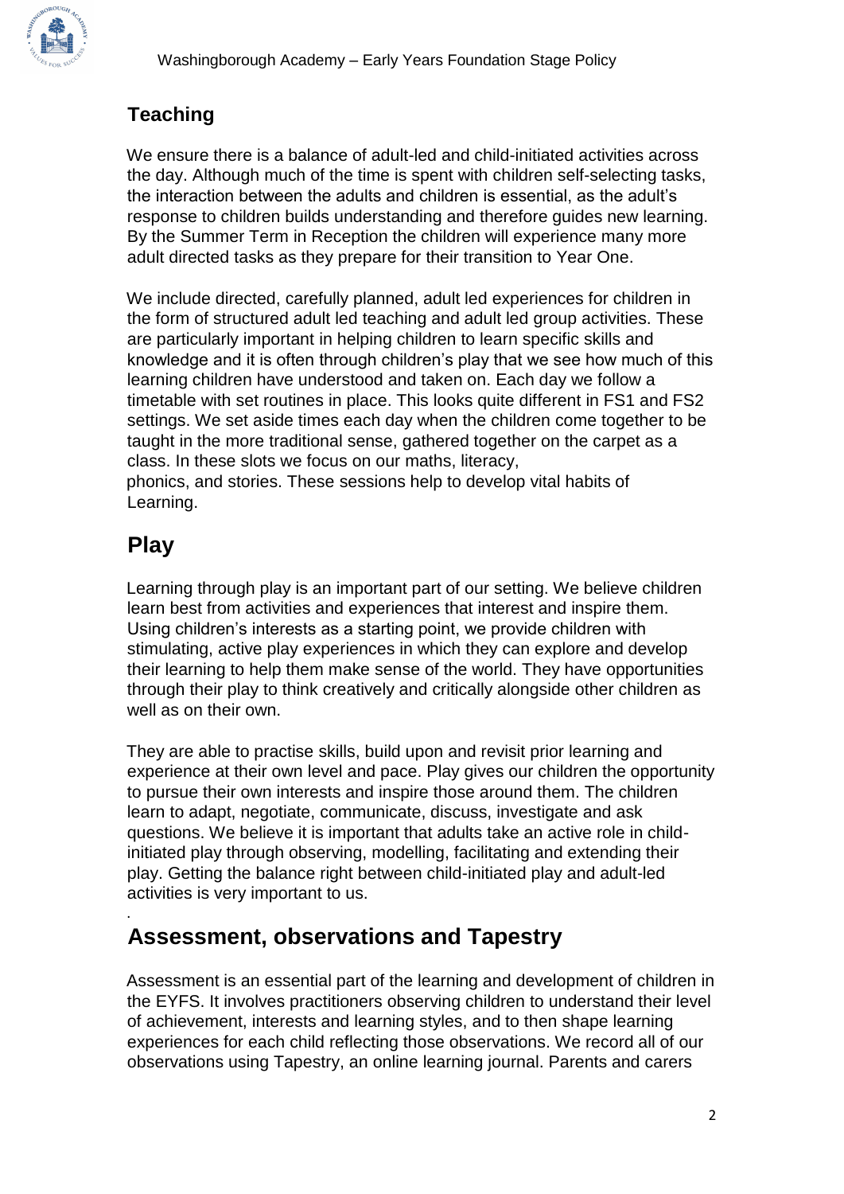## Teaching

We ensure there is a balance of adult-led and child-initiated activities across the day. Although much of the time is spent with children self-selecting tasks, the interaction between the adults and children is essential, as the adult's response to children builds understanding and therefore guides new learning. By the Summer Term in Reception the children will experience many more adult directed tasks as they prepare for their transition to Year One.

We include directed, carefully planned, adult led experiences for children in the form of structured adult led teaching and adult led group activities. These are particularly important in helping children to learn specific skills and knowledge and it is often through children's play that we see how much of this learning children have understood and taken on. Each day we follow a timetable with set routines in place. This looks quite different in FS1 and FS2 settings. We set aside times each day when the children come together to be taught in the more traditional sense, gathered together on the carpet as a class. In these slots we focus on our maths, literacy, phonics, and stories. These sessions help to develop vital habits of Learning.

## Play

Learning through play is an important part of our setting. We believe children learn best from activities and experiences that interest and inspire them. Using children's interests as a starting point, we provide children with stimulating, active play experiences in which they can explore and develop their learning to help them make sense of the world. They have opportunities through their play to think creatively and critically alongside other children as well as on their own.

They are able to practise skills, build upon and revisit prior learning and experience at their own level and pace. Play gives our children the opportunity to pursue their own interests and inspire those around them. The children learn to adapt, negotiate, communicate, discuss, investigate and ask questions. We believe it is important that adults take an active role in child-initiated play through observing, modelling, facilitating and extending their play. Getting the balance right between child-initiated play and adult-led activities is very important to us.

## Assessment, observations and Tapestry

Assessment is an essential part of the learning and development of children in the EYFS. It involves practitioners observing children to understand their level of achievement, interests and learning styles, and to then shape learning experiences for each child reflecting those observations. We record all of our observations using Tapestry, an online learning journal. Parents and carers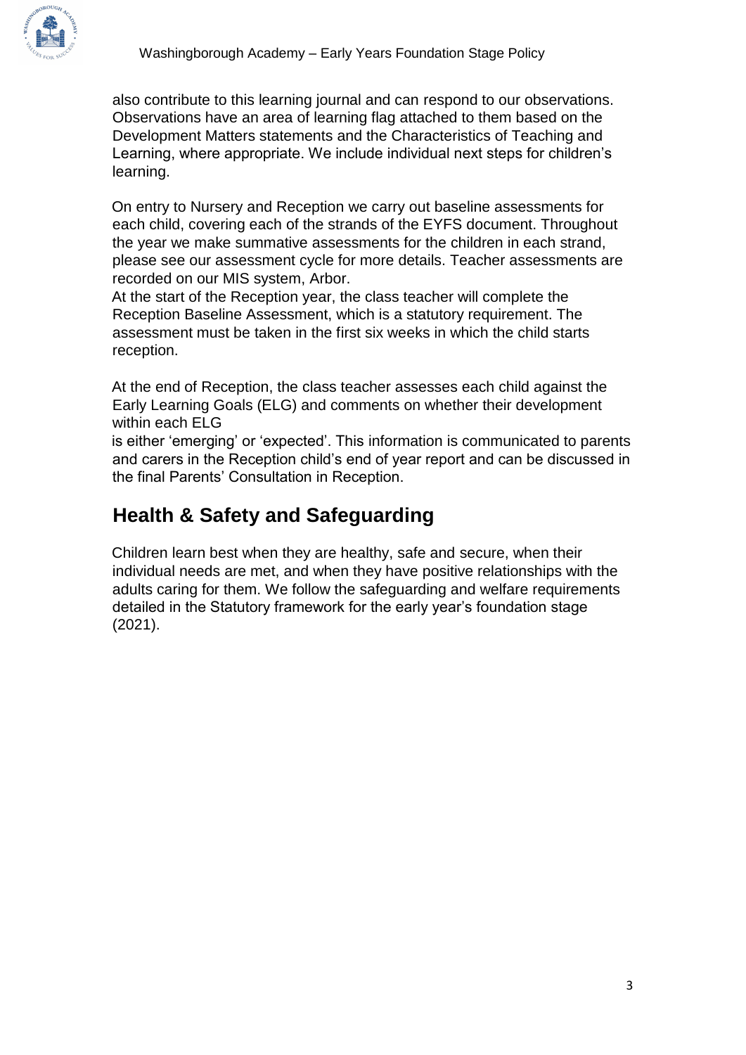also contribute to this learning journal and can respond to our observations. Observations have an area of learning flag attached to them based on the Development Matters statements and the Characteristics of Teaching and Learning, where appropriate. We include individual next steps for children's learning.

On entry to Nursery and Reception we carry out baseline assessments for each child, covering each of the strands of the EYFS document. Throughout the year we make summative assessments for the children in each strand, please see our assessment cycle for more details. Teacher assessments are recorded on our MIS system, Arbor.

At the start of the Reception year, the class teacher will complete the Reception Baseline Assessment, which is a statutory requirement. The assessment must be taken in the first six weeks in which the child starts reception.

At the end of Reception, the class teacher assesses each child against the Early Learning Goals (ELG) and comments on whether their development within each ELG is either 'emerging' or 'expected'. This information is communicated to parents and carers in the Reception child's end of year report and can be discussed in the final Parents' Consultation in Reception.

## Health & Safety and Safeguarding

Children learn best when they are healthy, safe and secure, when their individual needs are met, and when they have positive relationships with the adults caring for them. We follow the safeguarding and welfare requirements detailed in the Statutory framework for the early year's foundation stage (2021).